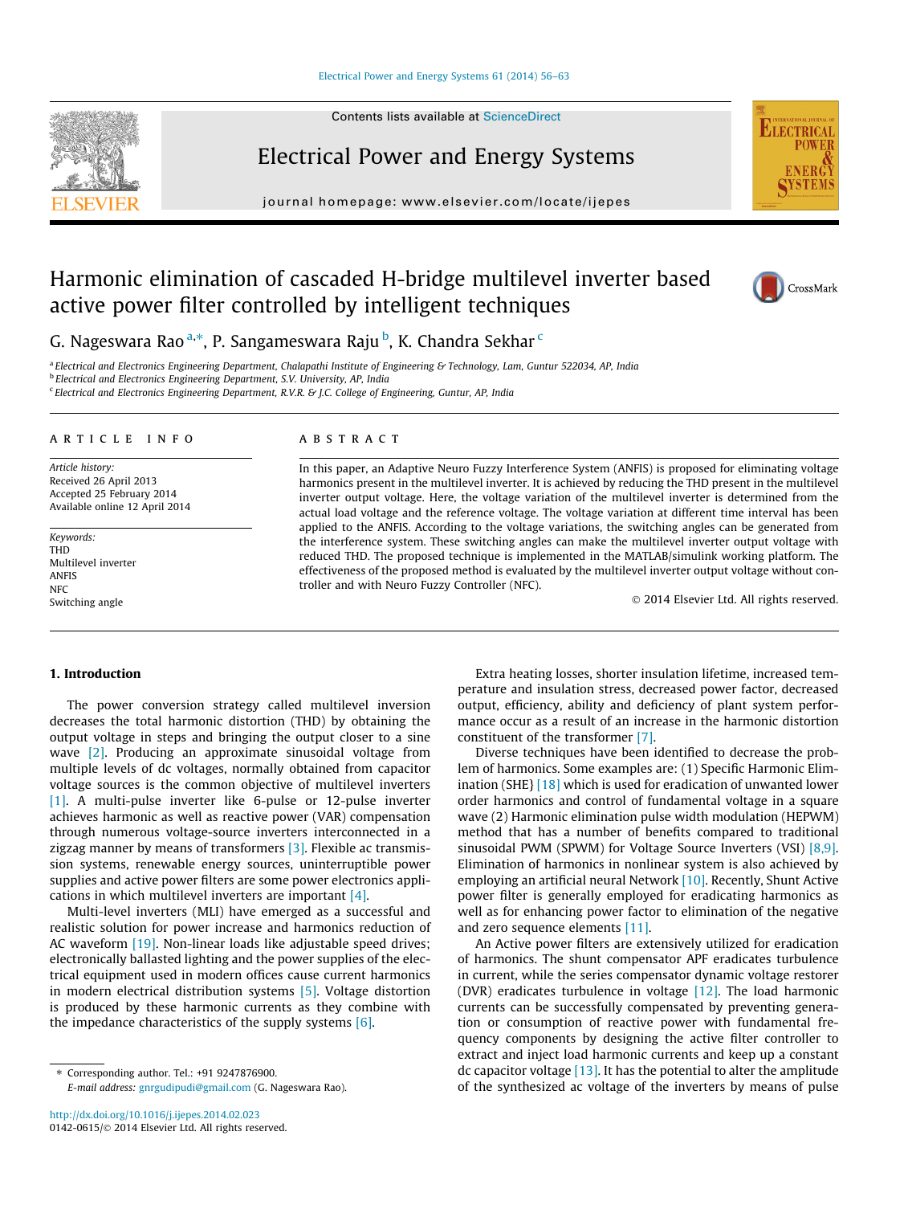# Harmonic elimination of cascaded H-bridge multilevel inverter based active power filter controlled by intelligent techniques

G. Nageswara Rao [a,*], P. Sangameswara Raju [b], K. Chandra Sekhar [c]

[a] Electrical and Electronics Engineering Department, Chalapathi Institute of Engineering & Technology, Lam, Guntur 522034, AP, India
[b] Electrical and Electronics Engineering Department, S.V. University, AP, India
[c] Electrical and Electronics Engineering Department, R.V.R. & J.C. College of Engineering, Guntur, AP, India

## ARTICLE INFO

*Article history:*
Received 26 April 2013
Accepted 25 February 2014
Available online 12 April 2014

*Keywords:*
THD
Multilevel inverter
ANFIS
NFC
Switching angle

## ABSTRACT

In this paper, an Adaptive Neuro Fuzzy Interference System (ANFIS) is proposed for eliminating voltage harmonics present in the multilevel inverter. It is achieved by reducing the THD present in the multilevel inverter output voltage. Here, the voltage variation of the multilevel inverter is determined from the actual load voltage and the reference voltage. The voltage variation at different time interval has been applied to the ANFIS. According to the voltage variations, the switching angles can be generated from the interference system. These switching angles can make the multilevel inverter output voltage with reduced THD. The proposed technique is implemented in the MATLAB/simulink working platform. The effectiveness of the proposed method is evaluated by the multilevel inverter output voltage without controller and with Neuro Fuzzy Controller (NFC).

© 2014 Elsevier Ltd. All rights reserved.

## 1. Introduction

The power conversion strategy called multilevel inversion decreases the total harmonic distortion (THD) by obtaining the output voltage in steps and bringing the output closer to a sine wave [2]. Producing an approximate sinusoidal voltage from multiple levels of dc voltages, normally obtained from capacitor voltage sources is the common objective of multilevel inverters [1]. A multi-pulse inverter like 6-pulse or 12-pulse inverter achieves harmonic as well as reactive power (VAR) compensation through numerous voltage-source inverters interconnected in a zigzag manner by means of transformers [3]. Flexible ac transmission systems, renewable energy sources, uninterruptible power supplies and active power filters are some power electronics applications in which multilevel inverters are important [4].

Multi-level inverters (MLI) have emerged as a successful and realistic solution for power increase and harmonics reduction of AC waveform [19]. Non-linear loads like adjustable speed drives; electronically ballasted lighting and the power supplies of the electrical equipment used in modern offices cause current harmonics in modern electrical distribution systems [5]. Voltage distortion is produced by these harmonic currents as they combine with the impedance characteristics of the supply systems [6].

Extra heating losses, shorter insulation lifetime, increased temperature and insulation stress, decreased power factor, decreased output, efficiency, ability and deficiency of plant system performance occur as a result of an increase in the harmonic distortion constituent of the transformer [7].

Diverse techniques have been identified to decrease the problem of harmonics. Some examples are: (1) Specific Harmonic Elimination (SHE} [18] which is used for eradication of unwanted lower order harmonics and control of fundamental voltage in a square wave (2) Harmonic elimination pulse width modulation (HEPWM) method that has a number of benefits compared to traditional sinusoidal PWM (SPWM) for Voltage Source Inverters (VSI) [8,9]. Elimination of harmonics in nonlinear system is also achieved by employing an artificial neural Network [10]. Recently, Shunt Active power filter is generally employed for eradicating harmonics as well as for enhancing power factor to elimination of the negative and zero sequence elements [11].

An Active power filters are extensively utilized for eradication of harmonics. The shunt compensator APF eradicates turbulence in current, while the series compensator dynamic voltage restorer (DVR) eradicates turbulence in voltage [12]. The load harmonic currents can be successfully compensated by preventing generation or consumption of reactive power with fundamental frequency components by designing the active filter controller to extract and inject load harmonic currents and keep up a constant dc capacitor voltage [13]. It has the potential to alter the amplitude of the synthesized ac voltage of the inverters by means of pulse

* Corresponding author. Tel.: +91 9247876900.
E-mail address: gnrgudipudi@gmail.com (G. Nageswara Rao).

http://dx.doi.org/10.1016/j.ijepes.2014.02.023
0142-0615/© 2014 Elsevier Ltd. All rights reserved.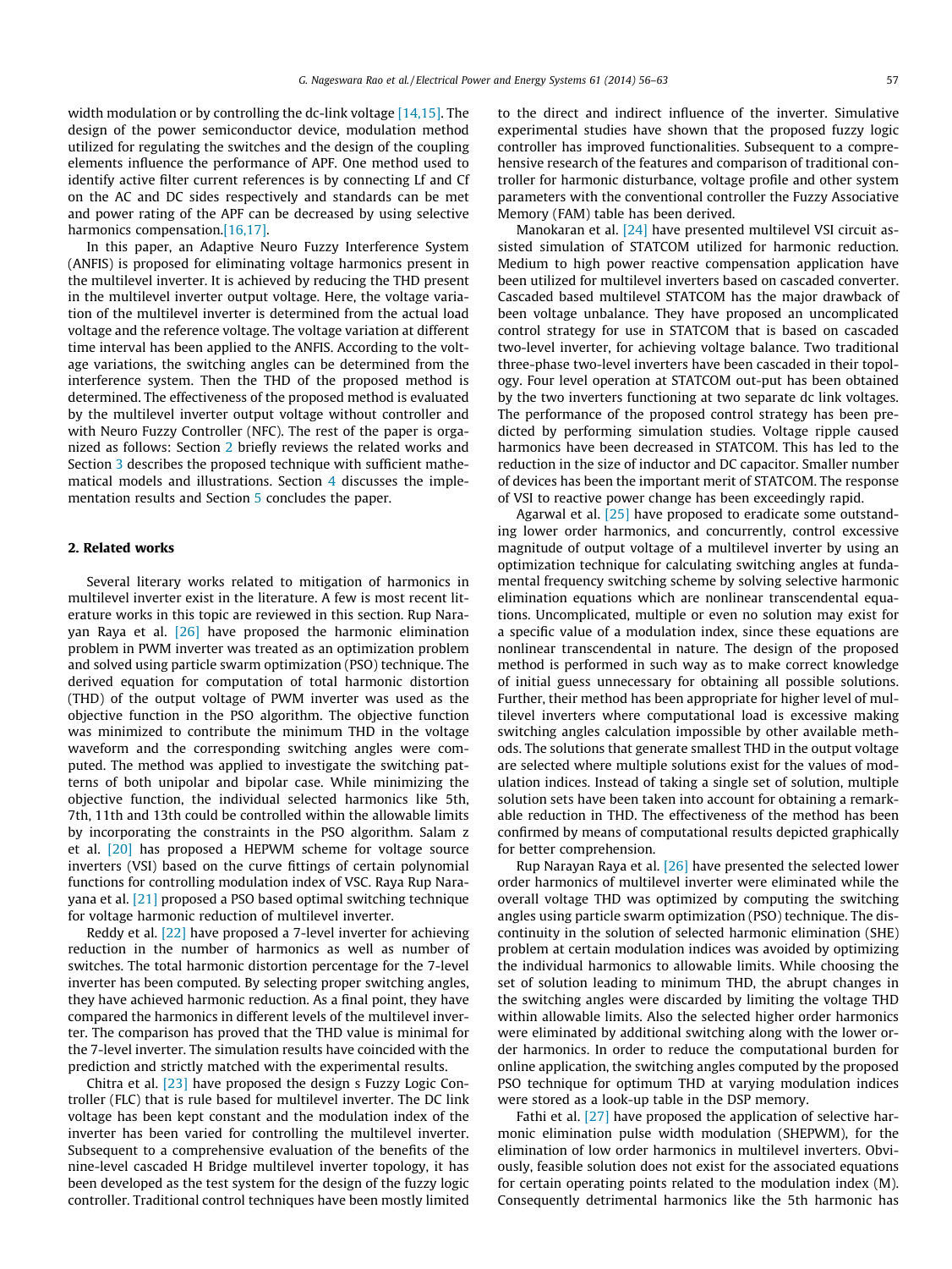width modulation or by controlling the dc-link voltage [14,15]. The design of the power semiconductor device, modulation method utilized for regulating the switches and the design of the coupling elements influence the performance of APF. One method used to identify active filter current references is by connecting Lf and Cf on the AC and DC sides respectively and standards can be met and power rating of the APF can be decreased by using selective harmonics compensation.[16,17].

In this paper, an Adaptive Neuro Fuzzy Interference System (ANFIS) is proposed for eliminating voltage harmonics present in the multilevel inverter. It is achieved by reducing the THD present in the multilevel inverter output voltage. Here, the voltage variation of the multilevel inverter is determined from the actual load voltage and the reference voltage. The voltage variation at different time interval has been applied to the ANFIS. According to the voltage variations, the switching angles can be determined from the interference system. Then the THD of the proposed method is determined. The effectiveness of the proposed method is evaluated by the multilevel inverter output voltage without controller and with Neuro Fuzzy Controller (NFC). The rest of the paper is organized as follows: Section 2 briefly reviews the related works and Section 3 describes the proposed technique with sufficient mathematical models and illustrations. Section 4 discusses the implementation results and Section 5 concludes the paper.

## 2. Related works

Several literary works related to mitigation of harmonics in multilevel inverter exist in the literature. A few is most recent literature works in this topic are reviewed in this section. Rup Narayan Raya et al. [26] have proposed the harmonic elimination problem in PWM inverter was treated as an optimization problem and solved using particle swarm optimization (PSO) technique. The derived equation for computation of total harmonic distortion (THD) of the output voltage of PWM inverter was used as the objective function in the PSO algorithm. The objective function was minimized to contribute the minimum THD in the voltage waveform and the corresponding switching angles were computed. The method was applied to investigate the switching patterns of both unipolar and bipolar case. While minimizing the objective function, the individual selected harmonics like 5th, 7th, 11th and 13th could be controlled within the allowable limits by incorporating the constraints in the PSO algorithm. Salam z et al. [20] has proposed a HEPWM scheme for voltage source inverters (VSI) based on the curve fittings of certain polynomial functions for controlling modulation index of VSC. Raya Rup Narayana et al. [21] proposed a PSO based optimal switching technique for voltage harmonic reduction of multilevel inverter.

Reddy et al. [22] have proposed a 7-level inverter for achieving reduction in the number of harmonics as well as number of switches. The total harmonic distortion percentage for the 7-level inverter has been computed. By selecting proper switching angles, they have achieved harmonic reduction. As a final point, they have compared the harmonics in different levels of the multilevel inverter. The comparison has proved that the THD value is minimal for the 7-level inverter. The simulation results have coincided with the prediction and strictly matched with the experimental results.

Chitra et al. [23] have proposed the design s Fuzzy Logic Controller (FLC) that is rule based for multilevel inverter. The DC link voltage has been kept constant and the modulation index of the inverter has been varied for controlling the multilevel inverter. Subsequent to a comprehensive evaluation of the benefits of the nine-level cascaded H Bridge multilevel inverter topology, it has been developed as the test system for the design of the fuzzy logic controller. Traditional control techniques have been mostly limited to the direct and indirect influence of the inverter. Simulative experimental studies have shown that the proposed fuzzy logic controller has improved functionalities. Subsequent to a comprehensive research of the features and comparison of traditional controller for harmonic disturbance, voltage profile and other system parameters with the conventional controller the Fuzzy Associative Memory (FAM) table has been derived.

Manokaran et al. [24] have presented multilevel VSI circuit assisted simulation of STATCOM utilized for harmonic reduction. Medium to high power reactive compensation application have been utilized for multilevel inverters based on cascaded converter. Cascaded based multilevel STATCOM has the major drawback of been voltage unbalance. They have proposed an uncomplicated control strategy for use in STATCOM that is based on cascaded two-level inverter, for achieving voltage balance. Two traditional three-phase two-level inverters have been cascaded in their topology. Four level operation at STATCOM out-put has been obtained by the two inverters functioning at two separate dc link voltages. The performance of the proposed control strategy has been predicted by performing simulation studies. Voltage ripple caused harmonics have been decreased in STATCOM. This has led to the reduction in the size of inductor and DC capacitor. Smaller number of devices has been the important merit of STATCOM. The response of VSI to reactive power change has been exceedingly rapid.

Agarwal et al. [25] have proposed to eradicate some outstanding lower order harmonics, and concurrently, control excessive magnitude of output voltage of a multilevel inverter by using an optimization technique for calculating switching angles at fundamental frequency switching scheme by solving selective harmonic elimination equations which are nonlinear transcendental equations. Uncomplicated, multiple or even no solution may exist for a specific value of a modulation index, since these equations are nonlinear transcendental in nature. The design of the proposed method is performed in such way as to make correct knowledge of initial guess unnecessary for obtaining all possible solutions. Further, their method has been appropriate for higher level of multilevel inverters where computational load is excessive making switching angles calculation impossible by other available methods. The solutions that generate smallest THD in the output voltage are selected where multiple solutions exist for the values of modulation indices. Instead of taking a single set of solution, multiple solution sets have been taken into account for obtaining a remarkable reduction in THD. The effectiveness of the method has been confirmed by means of computational results depicted graphically for better comprehension.

Rup Narayan Raya et al. [26] have presented the selected lower order harmonics of multilevel inverter were eliminated while the overall voltage THD was optimized by computing the switching angles using particle swarm optimization (PSO) technique. The discontinuity in the solution of selected harmonic elimination (SHE) problem at certain modulation indices was avoided by optimizing the individual harmonics to allowable limits. While choosing the set of solution leading to minimum THD, the abrupt changes in the switching angles were discarded by limiting the voltage THD within allowable limits. Also the selected higher order harmonics were eliminated by additional switching along with the lower order harmonics. In order to reduce the computational burden for online application, the switching angles computed by the proposed PSO technique for optimum THD at varying modulation indices were stored as a look-up table in the DSP memory.

Fathi et al. [27] have proposed the application of selective harmonic elimination pulse width modulation (SHEPWM), for the elimination of low order harmonics in multilevel inverters. Obviously, feasible solution does not exist for the associated equations for certain operating points related to the modulation index (M). Consequently detrimental harmonics like the 5th harmonic has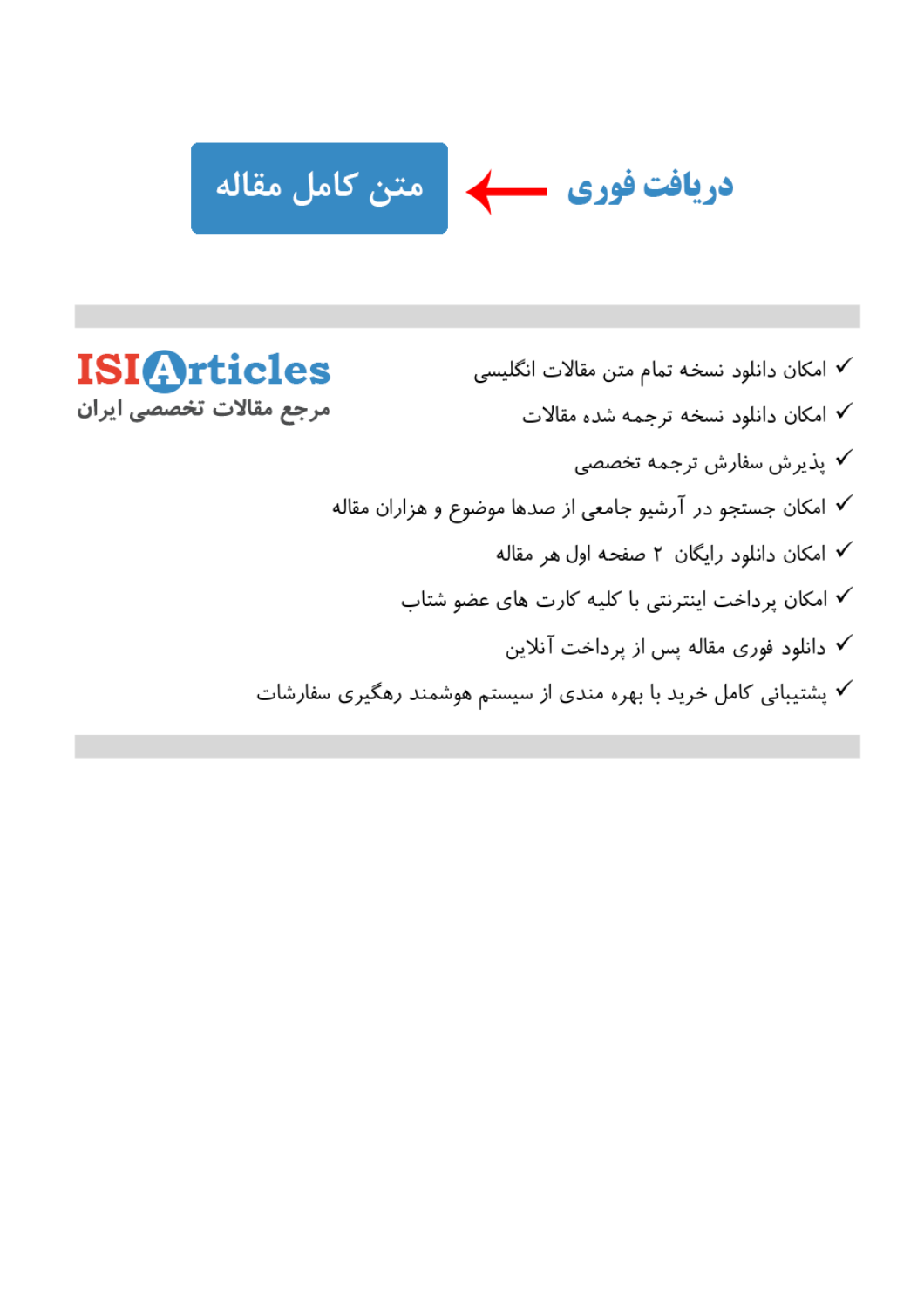دریافت فوری ← متن کامل مقاله

**ISIArticles**
مرجع مقالات تخصصی ایران

- ✓ امکان دانلود نسخه تمام متن مقالات انگلیسی
- ✓ امکان دانلود نسخه ترجمه شده مقالات
- ✓ پذیرش سفارش ترجمه تخصصی
- ✓ امکان جستجو در آرشیو جامعی از صدها موضوع و هزاران مقاله
- ✓ امکان دانلود رایگان ۲ صفحه اول هر مقاله
- ✓ امکان پرداخت اینترنتی با کلیه کارت های عضو شتاب
- ✓ دانلود فوری مقاله پس از پرداخت آنلاین
- ✓ پشتیبانی کامل خرید با بهره مندی از سیستم هوشمند رهگیری سفارشات